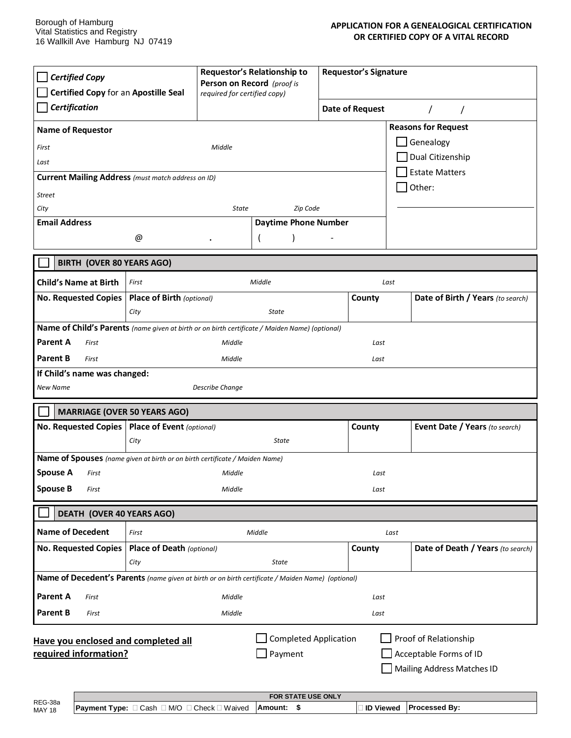Borough of Hamburg
Vital Statistics and Registry
16 Wallkill Ave Hamburg NJ 07419

## APPLICATION FOR A GENEALOGICAL CERTIFICATION OR CERTIFIED COPY OF A VITAL RECORD

| ☐ ***Certified Copy*** <br> ☐ **Certified Copy** for an **Apostille Seal** <br> ☐ ***Certification*** | **Requestor's Relationship to Person on Record** *(proof is required for certified copy)* | **Requestor's Signature** |
|---|---|---|
| | | **Date of Request** / / |

| **Name of Requestor** | **Reasons for Request** |
|---|---|
| *First* *Middle* | ☐ Genealogy |
| *Last* | ☐ Dual Citizenship |
| **Current Mailing Address** *(must match address on ID)* | ☐ Estate Matters |
| *Street* | ☐ Other: |
| *City* *State* *Zip Code* | |
| **Email Address** @ . &nbsp;&nbsp; **Daytime Phone Number** ( ) - | |

### ☐ BIRTH (OVER 80 YEARS AGO)

| | | | |
|---|---|---|---|
| **Child's Name at Birth** | *First* *Middle* *Last* | | |
| **No. Requested Copies** | **Place of Birth** *(optional)* <br> *City* *State* | **County** | **Date of Birth / Years** *(to search)* |

**Name of Child's Parents** *(name given at birth or on birth certificate / Maiden Name) (optional)*

| | | | |
|---|---|---|---|
| **Parent A** | *First* | *Middle* | *Last* |
| **Parent B** | *First* | *Middle* | *Last* |

**If Child's name was changed:**

*New Name* *Describe Change*

### ☐ MARRIAGE (OVER 50 YEARS AGO)

| | | | |
|---|---|---|---|
| **No. Requested Copies** | **Place of Event** *(optional)* <br> *City* *State* | **County** | **Event Date / Years** *(to search)* |

**Name of Spouses** *(name given at birth or on birth certificate / Maiden Name)*

| | | | |
|---|---|---|---|
| **Spouse A** | *First* | *Middle* | *Last* |
| **Spouse B** | *First* | *Middle* | *Last* |

### ☐ DEATH (OVER 40 YEARS AGO)

| | | | |
|---|---|---|---|
| **Name of Decedent** | *First* *Middle* *Last* | | |
| **No. Requested Copies** | **Place of Death** *(optional)* <br> *City* *State* | **County** | **Date of Death / Years** *(to search)* |

**Name of Decedent's Parents** *(name given at birth or on birth certificate / Maiden Name) (optional)*

| | | | |
|---|---|---|---|
| **Parent A** | *First* | *Middle* | *Last* |
| **Parent B** | *First* | *Middle* | *Last* |

**Have you enclosed and completed all required information?**

☐ Completed Application ☐ Proof of Relationship
☐ Payment ☐ Acceptable Forms of ID
☐ Mailing Address Matches ID

| FOR STATE USE ONLY | | | |
|---|---|---|---|
| **Payment Type:** ☐ Cash ☐ M/O ☐ Check ☐ Waived | **Amount: $** | ☐ **ID Viewed** | **Processed By:** |

REG-38a
MAY 18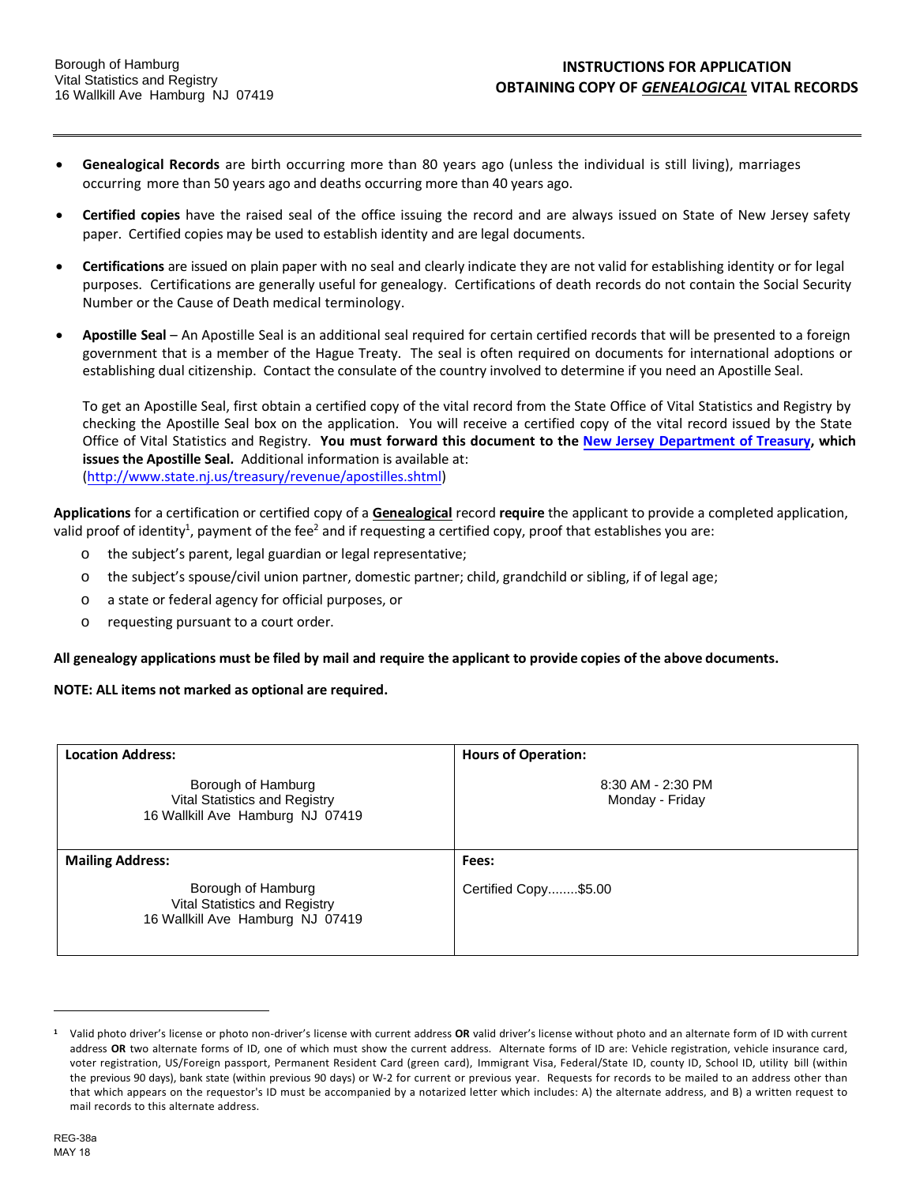Borough of Hamburg
Vital Statistics and Registry
16 Wallkill Ave Hamburg NJ 07419

# INSTRUCTIONS FOR APPLICATION OBTAINING COPY OF ***GENEALOGICAL*** VITAL RECORDS

---

- **Genealogical Records** are birth occurring more than 80 years ago (unless the individual is still living), marriages occurring more than 50 years ago and deaths occurring more than 40 years ago.
- **Certified copies** have the raised seal of the office issuing the record and are always issued on State of New Jersey safety paper. Certified copies may be used to establish identity and are legal documents.
- **Certifications** are issued on plain paper with no seal and clearly indicate they are not valid for establishing identity or for legal purposes. Certifications are generally useful for genealogy. Certifications of death records do not contain the Social Security Number or the Cause of Death medical terminology.
- **Apostille Seal** – An Apostille Seal is an additional seal required for certain certified records that will be presented to a foreign government that is a member of the Hague Treaty. The seal is often required on documents for international adoptions or establishing dual citizenship. Contact the consulate of the country involved to determine if you need an Apostille Seal.

  To get an Apostille Seal, first obtain a certified copy of the vital record from the State Office of Vital Statistics and Registry by checking the Apostille Seal box on the application. You will receive a certified copy of the vital record issued by the State Office of Vital Statistics and Registry. **You must forward this document to the New Jersey Department of Treasury, which issues the Apostille Seal.** Additional information is available at: (http://www.state.nj.us/treasury/revenue/apostilles.shtml)

**Applications** for a certification or certified copy of a **Genealogical** record **require** the applicant to provide a completed application, valid proof of identity[1], payment of the fee[2] and if requesting a certified copy, proof that establishes you are:

- the subject's parent, legal guardian or legal representative;
- the subject's spouse/civil union partner, domestic partner; child, grandchild or sibling, if of legal age;
- a state or federal agency for official purposes, or
- requesting pursuant to a court order.

**All genealogy applications must be filed by mail and require the applicant to provide copies of the above documents.**

**NOTE: ALL items not marked as optional are required.**

| **Location Address:** | **Hours of Operation:** |
|---|---|
| Borough of Hamburg<br>Vital Statistics and Registry<br>16 Wallkill Ave Hamburg NJ 07419 | 8:30 AM - 2:30 PM<br>Monday - Friday |
| **Mailing Address:** | **Fees:** |
| Borough of Hamburg<br>Vital Statistics and Registry<br>16 Wallkill Ave Hamburg NJ 07419 | Certified Copy........$5.00 |

---

[1] Valid photo driver's license or photo non-driver's license with current address **OR** valid driver's license without photo and an alternate form of ID with current address **OR** two alternate forms of ID, one of which must show the current address. Alternate forms of ID are: Vehicle registration, vehicle insurance card, voter registration, US/Foreign passport, Permanent Resident Card (green card), Immigrant Visa, Federal/State ID, county ID, School ID, utility bill (within the previous 90 days), bank state (within previous 90 days) or W-2 for current or previous year. Requests for records to be mailed to an address other than that which appears on the requestor's ID must be accompanied by a notarized letter which includes: A) the alternate address, and B) a written request to mail records to this alternate address.

REG-38a
MAY 18